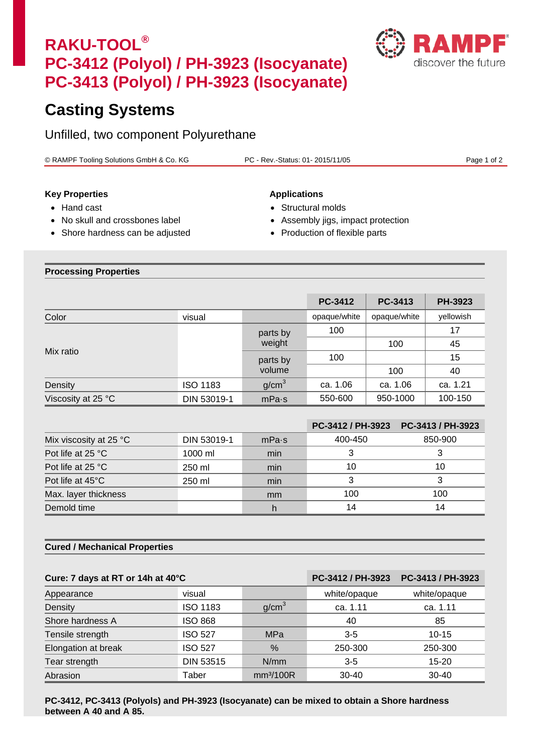# RAKU-TOOL®
# PC-3412 (Polyol) / PH-3923 (Isocyanate)
# PC-3413 (Polyol) / PH-3923 (Isocyanate)

RAMPF discover the future

## Casting Systems

Unfilled, two component Polyurethane

© RAMPF Tooling Solutions GmbH & Co. KG PC - Rev.-Status: 01- 2015/11/05

### Key Properties

- Hand cast
- No skull and crossbones label
- Shore hardness can be adjusted

### Applications

- Structural molds
- Assembly jigs, impact protection
- Production of flexible parts

### Processing Properties

| | | | PC-3412 | PC-3413 | PH-3923 |
|---|---|---|---|---|---|
| Color | visual | | opaque/white | opaque/white | yellowish |
| Mix ratio | | parts by weight | 100 | | 17 |
| | | | | 100 | 45 |
| | | parts by volume | 100 | | 15 |
| | | | | 100 | 40 |
| Density | ISO 1183 | $g/cm^3$ | ca. 1.06 | ca. 1.06 | ca. 1.21 |
| Viscosity at 25 °C | DIN 53019-1 | mPa·s | 550-600 | 950-1000 | 100-150 |

| | | | PC-3412 / PH-3923 | PC-3413 / PH-3923 |
|---|---|---|---|---|
| Mix viscosity at 25 °C | DIN 53019-1 | mPa·s | 400-450 | 850-900 |
| Pot life at 25 °C | 1000 ml | min | 3 | 3 |
| Pot life at 25 °C | 250 ml | min | 10 | 10 |
| Pot life at 45°C | 250 ml | min | 3 | 3 |
| Max. layer thickness | | mm | 100 | 100 |
| Demold time | | h | 14 | 14 |

### Cured / Mechanical Properties

| Cure: 7 days at RT or 14h at 40°C | | | PC-3412 / PH-3923 | PC-3413 / PH-3923 |
|---|---|---|---|---|
| Appearance | visual | | white/opaque | white/opaque |
| Density | ISO 1183 | $g/cm^3$ | ca. 1.11 | ca. 1.11 |
| Shore hardness A | ISO 868 | | 40 | 85 |
| Tensile strength | ISO 527 | MPa | 3-5 | 10-15 |
| Elongation at break | ISO 527 | % | 250-300 | 250-300 |
| Tear strength | DIN 53515 | N/mm | 3-5 | 15-20 |
| Abrasion | Taber | $mm^3/100R$ | 30-40 | 30-40 |

**PC-3412, PC-3413 (Polyols) and PH-3923 (Isocyanate) can be mixed to obtain a Shore hardness between A 40 and A 85.**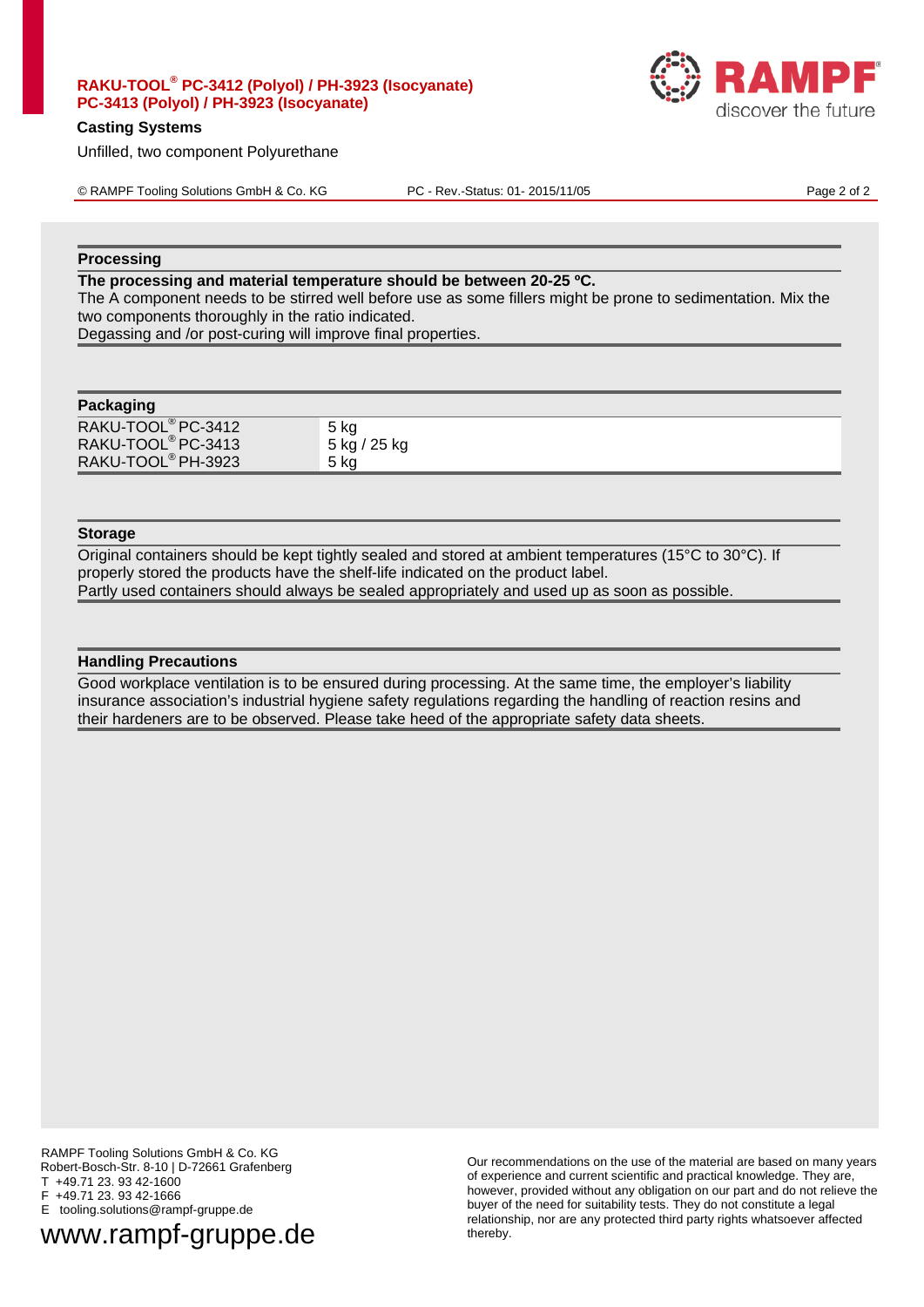## Processing

**The processing and material temperature should be between 20-25 ºC.**
The A component needs to be stirred well before use as some fillers might be prone to sedimentation. Mix the two components thoroughly in the ratio indicated.
Degassing and /or post-curing will improve final properties.

## Packaging

| | |
|---|---|
| RAKU-TOOL® PC-3412 | 5 kg |
| RAKU-TOOL® PC-3413 | 5 kg / 25 kg |
| RAKU-TOOL® PH-3923 | 5 kg |

## Storage

Original containers should be kept tightly sealed and stored at ambient temperatures (15°C to 30°C). If properly stored the products have the shelf-life indicated on the product label.
Partly used containers should always be sealed appropriately and used up as soon as possible.

## Handling Precautions

Good workplace ventilation is to be ensured during processing. At the same time, the employer's liability insurance association's industrial hygiene safety regulations regarding the handling of reaction resins and their hardeners are to be observed. Please take heed of the appropriate safety data sheets.

RAMPF Tooling Solutions GmbH & Co. KG
Robert-Bosch-Str. 8-10 | D-72661 Grafenberg
T +49.71 23. 93 42-1600
F +49.71 23. 93 42-1666
E tooling.solutions@rampf-gruppe.de

www.rampf-gruppe.de

Our recommendations on the use of the material are based on many years of experience and current scientific and practical knowledge. They are, however, provided without any obligation on our part and do not relieve the buyer of the need for suitability tests. They do not constitute a legal relationship, nor are any protected third party rights whatsoever affected thereby.